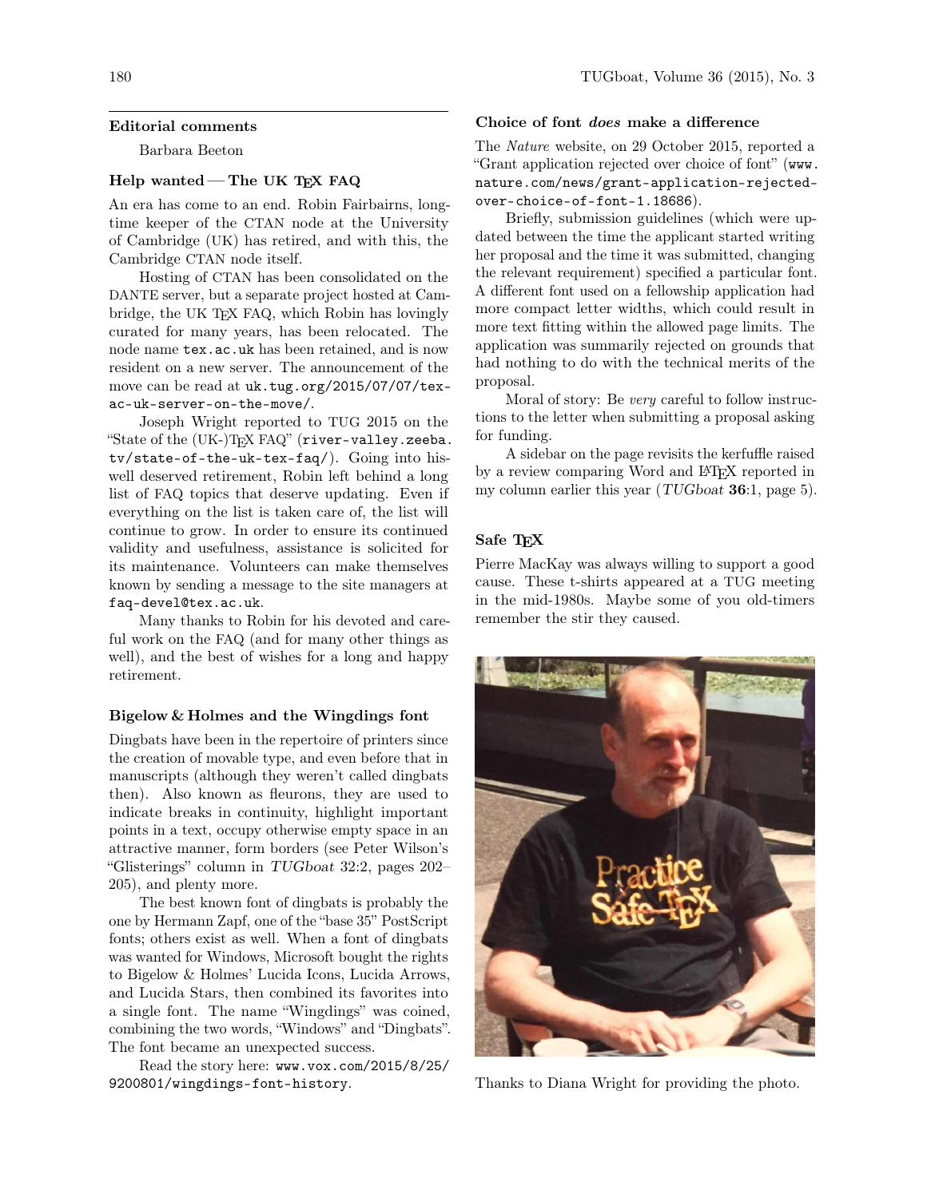## Editorial comments

Barbara Beeton

### Help wanted — The UK TEX FAQ

An era has come to an end. Robin Fairbairns, long-time keeper of the CTAN node at the University of Cambridge (UK) has retired, and with this, the Cambridge CTAN node itself.

Hosting of CTAN has been consolidated on the DANTE server, but a separate project hosted at Cambridge, the UK TEX FAQ, which Robin has lovingly curated for many years, has been relocated. The node name `tex.ac.uk` has been retained, and is now resident on a new server. The announcement of the move can be read at `uk.tug.org/2015/07/07/tex-ac-uk-server-on-the-move/`.

Joseph Wright reported to TUG 2015 on the "State of the (UK-)TEX FAQ" (`river-valley.zeeba.tv/state-of-the-uk-tex-faq/`). Going into his well deserved retirement, Robin left behind a long list of FAQ topics that deserve updating. Even if everything on the list is taken care of, the list will continue to grow. In order to ensure its continued validity and usefulness, assistance is solicited for its maintenance. Volunteers can make themselves known by sending a message to the site managers at `faq-devel@tex.ac.uk`.

Many thanks to Robin for his devoted and careful work on the FAQ (and for many other things as well), and the best of wishes for a long and happy retirement.

### Bigelow & Holmes and the Wingdings font

Dingbats have been in the repertoire of printers since the creation of movable type, and even before that in manuscripts (although they weren't called dingbats then). Also known as fleurons, they are used to indicate breaks in continuity, highlight important points in a text, occupy otherwise empty space in an attractive manner, form borders (see Peter Wilson's "Glisterings" column in *TUGboat* 32:2, pages 202–205), and plenty more.

The best known font of dingbats is probably the one by Hermann Zapf, one of the "base 35" PostScript fonts; others exist as well. When a font of dingbats was wanted for Windows, Microsoft bought the rights to Bigelow & Holmes' Lucida Icons, Lucida Arrows, and Lucida Stars, then combined its favorites into a single font. The name "Wingdings" was coined, combining the two words, "Windows" and "Dingbats". The font became an unexpected success.

Read the story here: `www.vox.com/2015/8/25/9200801/wingdings-font-history`.

### Choice of font *does* make a difference

The *Nature* website, on 29 October 2015, reported a "Grant application rejected over choice of font" (`www.nature.com/news/grant-application-rejected-over-choice-of-font-1.18686`).

Briefly, submission guidelines (which were updated between the time the applicant started writing her proposal and the time it was submitted, changing the relevant requirement) specified a particular font. A different font used on a fellowship application had more compact letter widths, which could result in more text fitting within the allowed page limits. The application was summarily rejected on grounds that had nothing to do with the technical merits of the proposal.

Moral of story: Be *very* careful to follow instructions to the letter when submitting a proposal asking for funding.

A sidebar on the page revisits the kerfuffle raised by a review comparing Word and LATEX reported in my column earlier this year (*TUGboat* **36**:1, page 5).

### Safe TEX

Pierre MacKay was always willing to support a good cause. These t-shirts appeared at a TUG meeting in the mid-1980s. Maybe some of you old-timers remember the stir they caused.

Thanks to Diana Wright for providing the photo.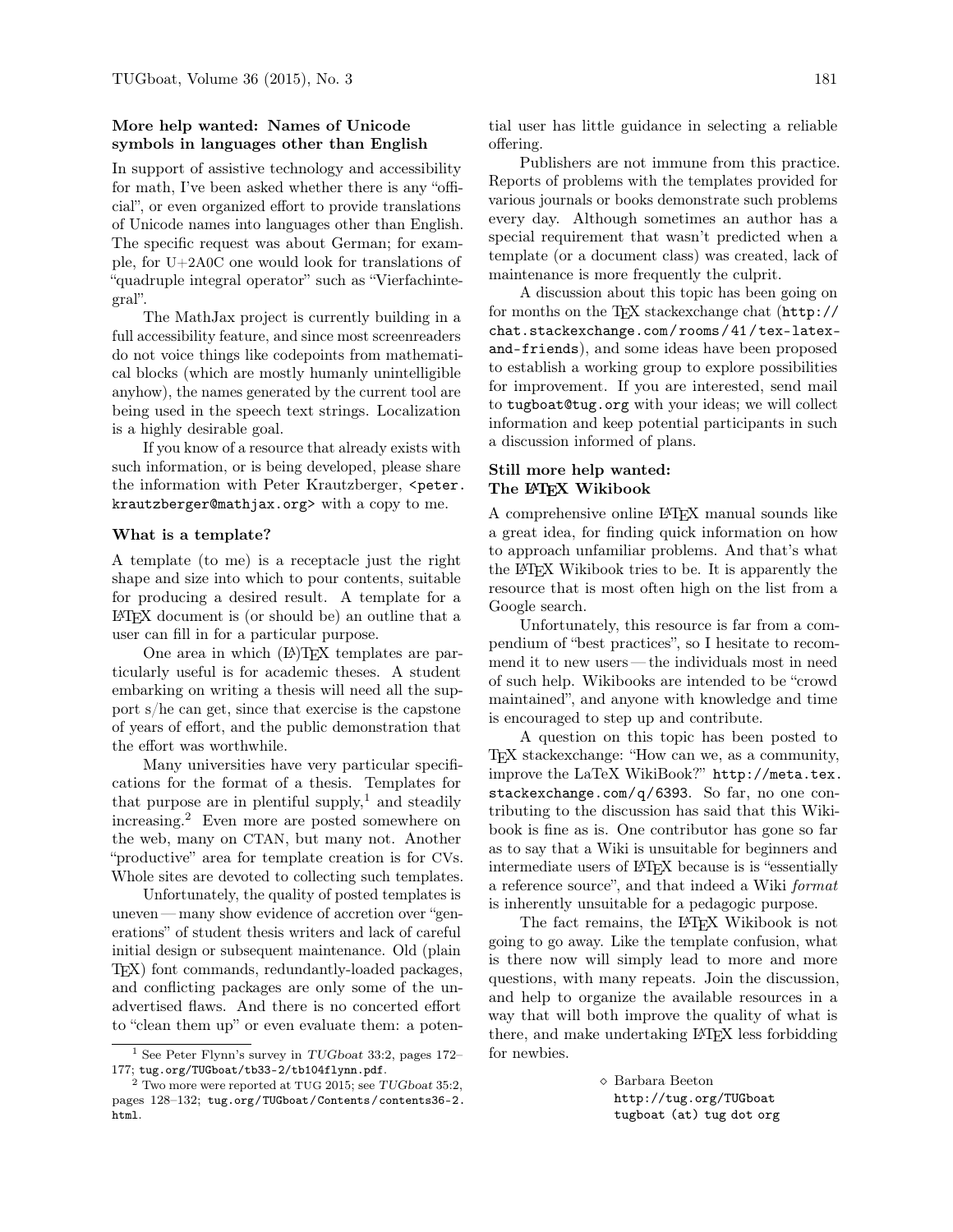### More help wanted: Names of Unicode symbols in languages other than English

In support of assistive technology and accessibility for math, I've been asked whether there is any "official", or even organized effort to provide translations of Unicode names into languages other than English. The specific request was about German; for example, for U+2A0C one would look for translations of "quadruple integral operator" such as "Vierfachintegral".

The MathJax project is currently building in a full accessibility feature, and since most screenreaders do not voice things like codepoints from mathematical blocks (which are mostly humanly unintelligible anyhow), the names generated by the current tool are being used in the speech text strings. Localization is a highly desirable goal.

If you know of a resource that already exists with such information, or is being developed, please share the information with Peter Krautzberger, `<peter.krautzberger@mathjax.org>` with a copy to me.

### What is a template?

A template (to me) is a receptacle just the right shape and size into which to pour contents, suitable for producing a desired result. A template for a LaTeX document is (or should be) an outline that a user can fill in for a particular purpose.

One area in which (La)TeX templates are particularly useful is for academic theses. A student embarking on writing a thesis will need all the support s/he can get, since that exercise is the capstone of years of effort, and the public demonstration that the effort was worthwhile.

Many universities have very particular specifications for the format of a thesis. Templates for that purpose are in plentiful supply,[1] and steadily increasing.[2] Even more are posted somewhere on the web, many on CTAN, but many not. Another "productive" area for template creation is for CVs. Whole sites are devoted to collecting such templates.

Unfortunately, the quality of posted templates is uneven — many show evidence of accretion over "generations" of student thesis writers and lack of careful initial design or subsequent maintenance. Old (plain TeX) font commands, redundantly-loaded packages, and conflicting packages are only some of the unadvertised flaws. And there is no concerted effort to "clean them up" or even evaluate them: a potential user has little guidance in selecting a reliable offering.

Publishers are not immune from this practice. Reports of problems with the templates provided for various journals or books demonstrate such problems every day. Although sometimes an author has a special requirement that wasn't predicted when a template (or a document class) was created, lack of maintenance is more frequently the culprit.

A discussion about this topic has been going on for months on the TeX stackexchange chat (`http://chat.stackexchange.com/rooms/41/tex-latex-and-friends`), and some ideas have been proposed to establish a working group to explore possibilities for improvement. If you are interested, send mail to `tugboat@tug.org` with your ideas; we will collect information and keep potential participants in such a discussion informed of plans.

### Still more help wanted: The LaTeX Wikibook

A comprehensive online LaTeX manual sounds like a great idea, for finding quick information on how to approach unfamiliar problems. And that's what the LaTeX Wikibook tries to be. It is apparently the resource that is most often high on the list from a Google search.

Unfortunately, this resource is far from a compendium of "best practices", so I hesitate to recommend it to new users — the individuals most in need of such help. Wikibooks are intended to be "crowd maintained", and anyone with knowledge and time is encouraged to step up and contribute.

A question on this topic has been posted to TeX stackexchange: "How can we, as a community, improve the LaTeX WikiBook?" `http://meta.tex.stackexchange.com/q/6393`. So far, no one contributing to the discussion has said that this Wikibook is fine as is. One contributor has gone so far as to say that a Wiki is unsuitable for beginners and intermediate users of LaTeX because is is "essentially a reference source", and that indeed a Wiki *format* is inherently unsuitable for a pedagogic purpose.

The fact remains, the LaTeX Wikibook is not going to go away. Like the template confusion, what is there now will simply lead to more and more questions, with many repeats. Join the discussion, and help to organize the available resources in a way that will both improve the quality of what is there, and make undertaking LaTeX less forbidding for newbies.

◇ Barbara Beeton
`http://tug.org/TUGboat`
`tugboat (at) tug dot org`

---

[1] See Peter Flynn's survey in *TUGboat* 33:2, pages 172–177; `tug.org/TUGboat/tb33-2/tb104flynn.pdf`.

[2] Two more were reported at TUG 2015; see *TUGboat* 35:2, pages 128–132; `tug.org/TUGboat/Contents/contents36-2.html`.